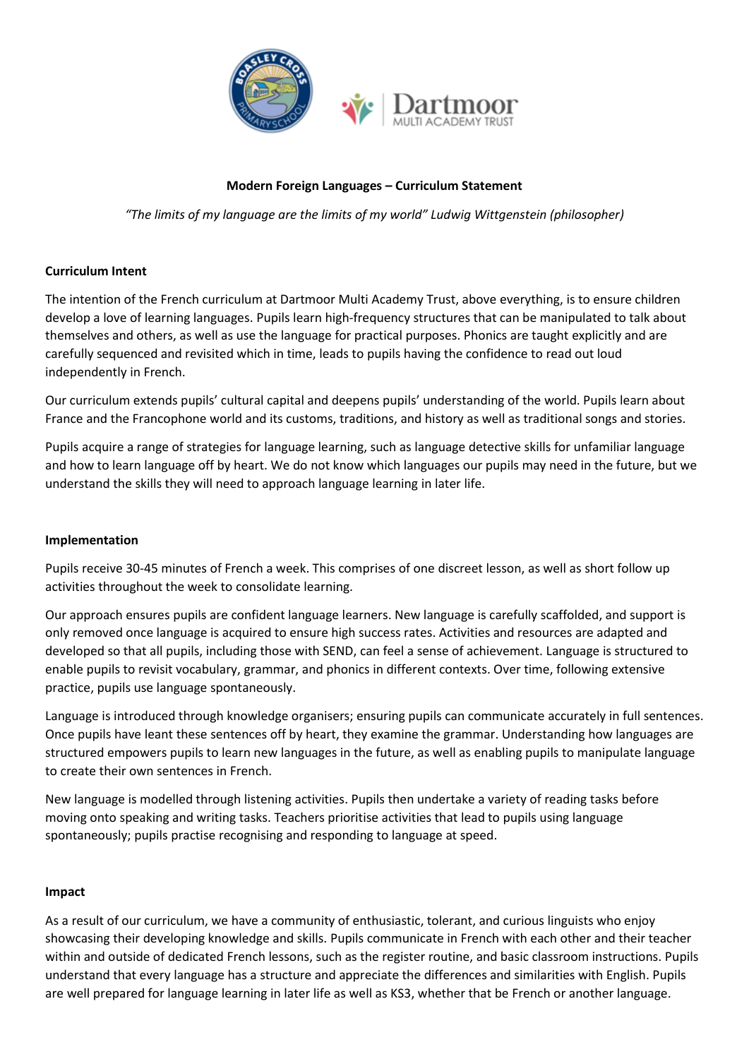# Modern Foreign Languages – Curriculum Statement

*"The limits of my language are the limits of my world" Ludwig Wittgenstein (philosopher)*

## Curriculum Intent

The intention of the French curriculum at Dartmoor Multi Academy Trust, above everything, is to ensure children develop a love of learning languages. Pupils learn high-frequency structures that can be manipulated to talk about themselves and others, as well as use the language for practical purposes. Phonics are taught explicitly and are carefully sequenced and revisited which in time, leads to pupils having the confidence to read out loud independently in French.

Our curriculum extends pupils' cultural capital and deepens pupils' understanding of the world. Pupils learn about France and the Francophone world and its customs, traditions, and history as well as traditional songs and stories.

Pupils acquire a range of strategies for language learning, such as language detective skills for unfamiliar language and how to learn language off by heart. We do not know which languages our pupils may need in the future, but we understand the skills they will need to approach language learning in later life.

## Implementation

Pupils receive 30-45 minutes of French a week. This comprises of one discreet lesson, as well as short follow up activities throughout the week to consolidate learning.

Our approach ensures pupils are confident language learners. New language is carefully scaffolded, and support is only removed once language is acquired to ensure high success rates. Activities and resources are adapted and developed so that all pupils, including those with SEND, can feel a sense of achievement. Language is structured to enable pupils to revisit vocabulary, grammar, and phonics in different contexts. Over time, following extensive practice, pupils use language spontaneously.

Language is introduced through knowledge organisers; ensuring pupils can communicate accurately in full sentences. Once pupils have leant these sentences off by heart, they examine the grammar. Understanding how languages are structured empowers pupils to learn new languages in the future, as well as enabling pupils to manipulate language to create their own sentences in French.

New language is modelled through listening activities. Pupils then undertake a variety of reading tasks before moving onto speaking and writing tasks. Teachers prioritise activities that lead to pupils using language spontaneously; pupils practise recognising and responding to language at speed.

## Impact

As a result of our curriculum, we have a community of enthusiastic, tolerant, and curious linguists who enjoy showcasing their developing knowledge and skills. Pupils communicate in French with each other and their teacher within and outside of dedicated French lessons, such as the register routine, and basic classroom instructions. Pupils understand that every language has a structure and appreciate the differences and similarities with English. Pupils are well prepared for language learning in later life as well as KS3, whether that be French or another language.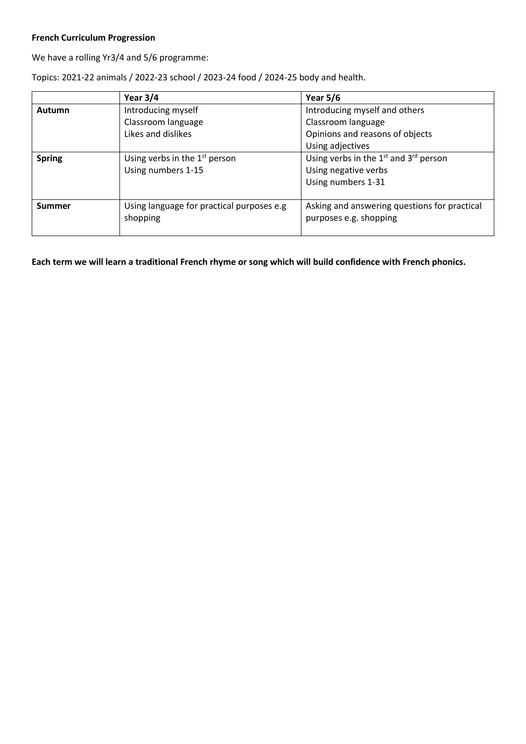**French Curriculum Progression**

We have a rolling Yr3/4 and 5/6 programme:

Topics: 2021-22 animals / 2022-23 school / 2023-24 food / 2024-25 body and health.

| | **Year 3/4** | **Year 5/6** |
|---|---|---|
| **Autumn** | Introducing myself<br>Classroom language<br>Likes and dislikes | Introducing myself and others<br>Classroom language<br>Opinions and reasons of objects<br>Using adjectives |
| **Spring** | Using verbs in the 1st person<br>Using numbers 1-15 | Using verbs in the 1st and 3rd person<br>Using negative verbs<br>Using numbers 1-31 |
| **Summer** | Using language for practical purposes e.g shopping | Asking and answering questions for practical purposes e.g. shopping |

**Each term we will learn a traditional French rhyme or song which will build confidence with French phonics.**